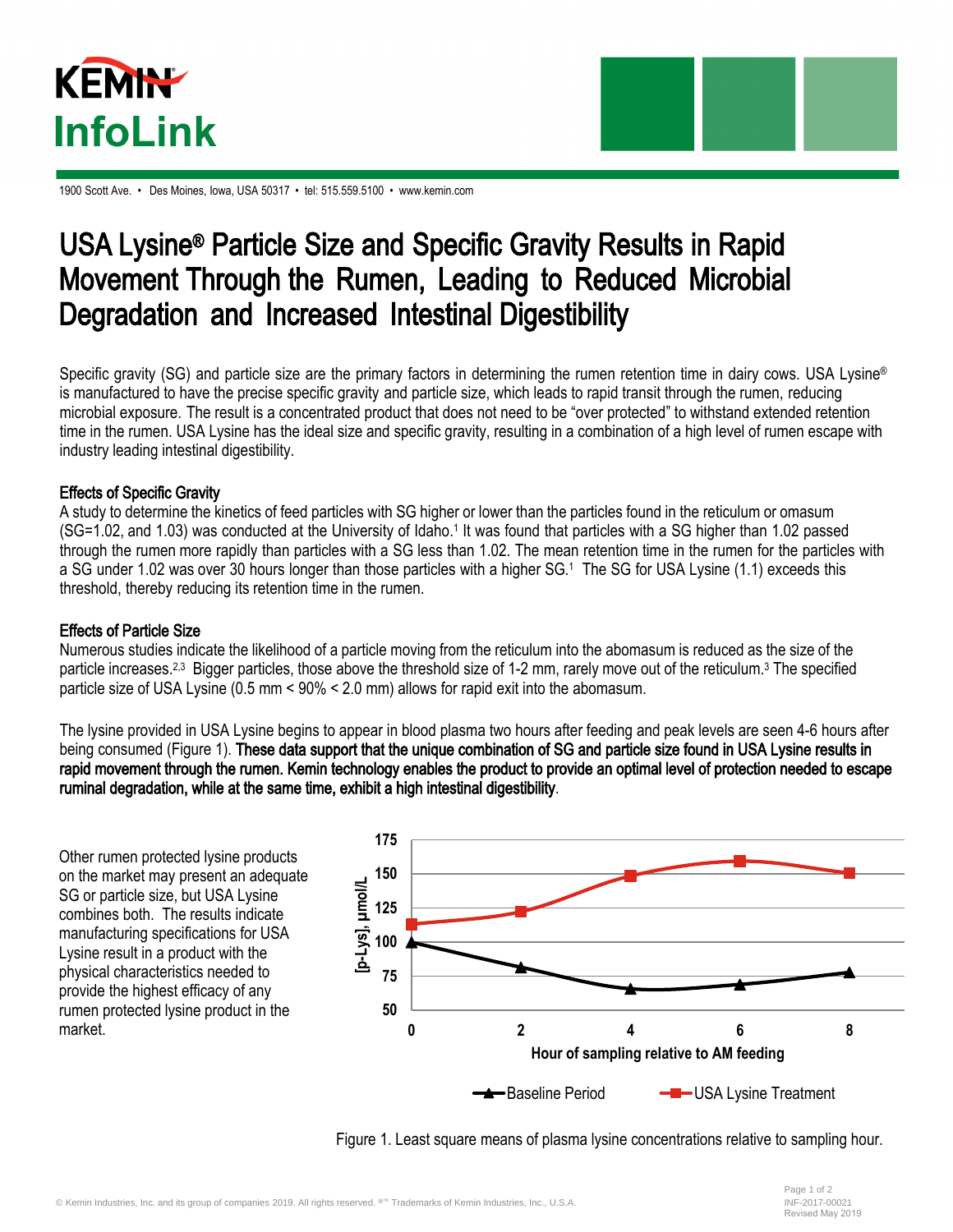# USA Lysine® Particle Size and Specific Gravity Results in Rapid Movement Through the Rumen, Leading to Reduced Microbial Degradation and Increased Intestinal Digestibility

Specific gravity (SG) and particle size are the primary factors in determining the rumen retention time in dairy cows. USA Lysine® is manufactured to have the precise specific gravity and particle size, which leads to rapid transit through the rumen, reducing microbial exposure. The result is a concentrated product that does not need to be "over protected" to withstand extended retention time in the rumen. USA Lysine has the ideal size and specific gravity, resulting in a combination of a high level of rumen escape with industry leading intestinal digestibility.

### Effects of Specific Gravity

A study to determine the kinetics of feed particles with SG higher or lower than the particles found in the reticulum or omasum (SG=1.02, and 1.03) was conducted at the University of Idaho.[1] It was found that particles with a SG higher than 1.02 passed through the rumen more rapidly than particles with a SG less than 1.02. The mean retention time in the rumen for the particles with a SG under 1.02 was over 30 hours longer than those particles with a higher SG.[1] The SG for USA Lysine (1.1) exceeds this threshold, thereby reducing its retention time in the rumen.

### Effects of Particle Size

Numerous studies indicate the likelihood of a particle moving from the reticulum into the abomasum is reduced as the size of the particle increases.[2,3] Bigger particles, those above the threshold size of 1-2 mm, rarely move out of the reticulum.[3] The specified particle size of USA Lysine (0.5 mm < 90% < 2.0 mm) allows for rapid exit into the abomasum.

The lysine provided in USA Lysine begins to appear in blood plasma two hours after feeding and peak levels are seen 4-6 hours after being consumed (Figure 1). **These data support that the unique combination of SG and particle size found in USA Lysine results in rapid movement through the rumen. Kemin technology enables the product to provide an optimal level of protection needed to escape ruminal degradation, while at the same time, exhibit a high intestinal digestibility**.

Other rumen protected lysine products on the market may present an adequate SG or particle size, but USA Lysine combines both. The results indicate manufacturing specifications for USA Lysine result in a product with the physical characteristics needed to provide the highest efficacy of any rumen protected lysine product in the market.

Figure 1. Least square means of plasma lysine concentrations relative to sampling hour.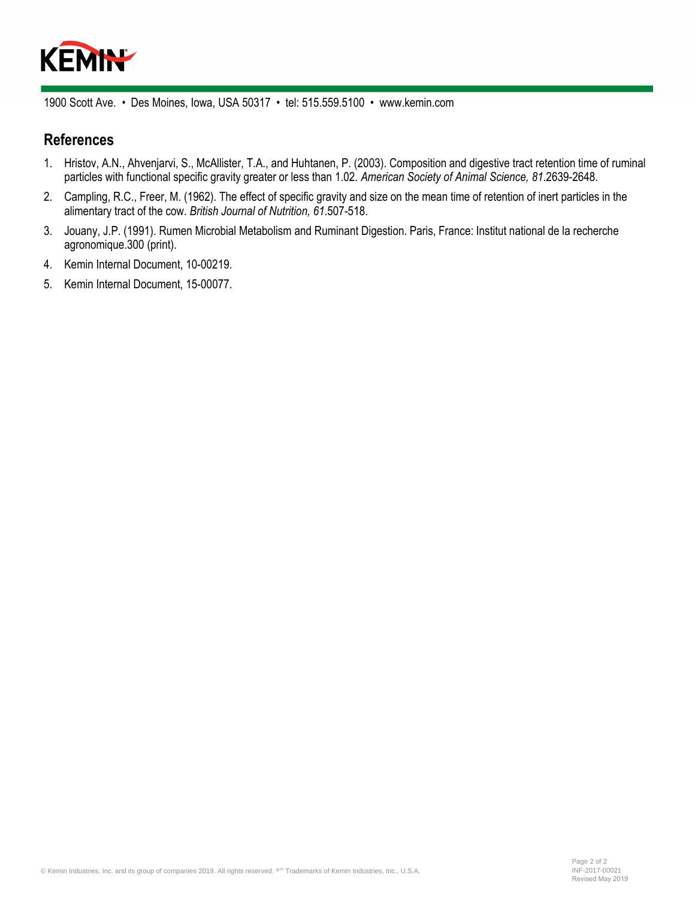1900 Scott Ave. • Des Moines, Iowa, USA 50317 • tel: 515.559.5100 • www.kemin.com

## References

1. Hristov, A.N., Ahvenjarvi, S., McAllister, T.A., and Huhtanen, P. (2003). Composition and digestive tract retention time of ruminal particles with functional specific gravity greater or less than 1.02. *American Society of Animal Science, 81*.2639-2648.
2. Campling, R.C., Freer, M. (1962). The effect of specific gravity and size on the mean time of retention of inert particles in the alimentary tract of the cow. *British Journal of Nutrition, 61*.507-518.
3. Jouany, J.P. (1991). Rumen Microbial Metabolism and Ruminant Digestion. Paris, France: Institut national de la recherche agronomique.300 (print).
4. Kemin Internal Document, 10-00219.
5. Kemin Internal Document, 15-00077.

© Kemin Industries, Inc. and its group of companies 2019. All rights reserved. ®™ Trademarks of Kemin Industries, Inc., U.S.A.

INF-2017-00021
Revised May 2019